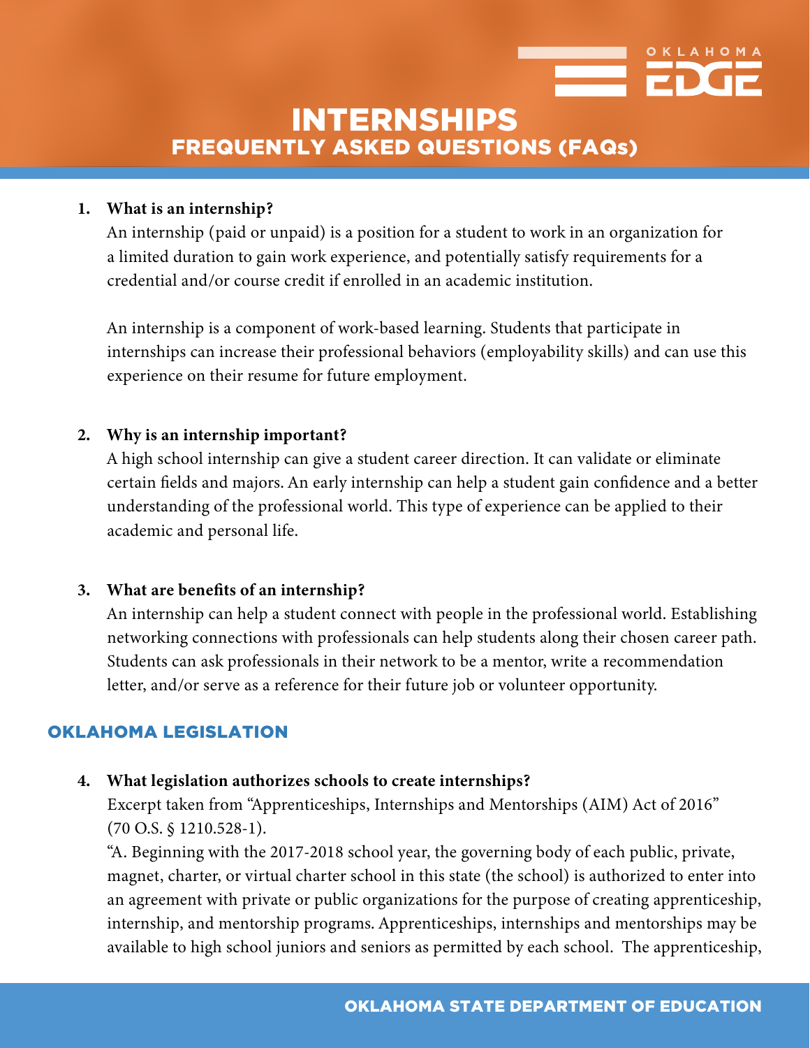# INTERNSHIPS
## FREQUENTLY ASKED QUESTIONS (FAQs)

1. **What is an internship?**

   An internship (paid or unpaid) is a position for a student to work in an organization for a limited duration to gain work experience, and potentially satisfy requirements for a credential and/or course credit if enrolled in an academic institution.

   An internship is a component of work-based learning. Students that participate in internships can increase their professional behaviors (employability skills) and can use this experience on their resume for future employment.

2. **Why is an internship important?**

   A high school internship can give a student career direction. It can validate or eliminate certain fields and majors. An early internship can help a student gain confidence and a better understanding of the professional world. This type of experience can be applied to their academic and personal life.

3. **What are benefits of an internship?**

   An internship can help a student connect with people in the professional world. Establishing networking connections with professionals can help students along their chosen career path. Students can ask professionals in their network to be a mentor, write a recommendation letter, and/or serve as a reference for their future job or volunteer opportunity.

## OKLAHOMA LEGISLATION

4. **What legislation authorizes schools to create internships?**

   Excerpt taken from "Apprenticeships, Internships and Mentorships (AIM) Act of 2016" (70 O.S. § 1210.528-1).

   "A. Beginning with the 2017-2018 school year, the governing body of each public, private, magnet, charter, or virtual charter school in this state (the school) is authorized to enter into an agreement with private or public organizations for the purpose of creating apprenticeship, internship, and mentorship programs. Apprenticeships, internships and mentorships may be available to high school juniors and seniors as permitted by each school. The apprenticeship,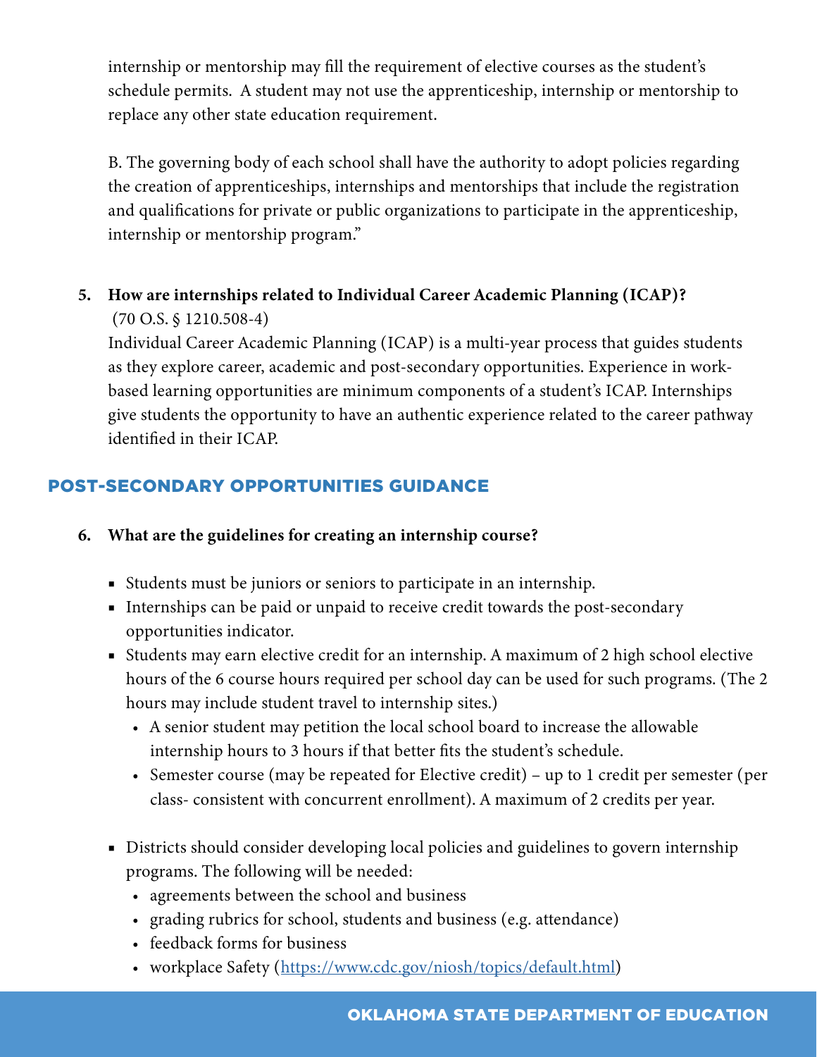internship or mentorship may fill the requirement of elective courses as the student's schedule permits. A student may not use the apprenticeship, internship or mentorship to replace any other state education requirement.

B. The governing body of each school shall have the authority to adopt policies regarding the creation of apprenticeships, internships and mentorships that include the registration and qualifications for private or public organizations to participate in the apprenticeship, internship or mentorship program."

5. **How are internships related to Individual Career Academic Planning (ICAP)?**
   (70 O.S. § 1210.508-4)
   Individual Career Academic Planning (ICAP) is a multi-year process that guides students as they explore career, academic and post-secondary opportunities. Experience in work-based learning opportunities are minimum components of a student's ICAP. Internships give students the opportunity to have an authentic experience related to the career pathway identified in their ICAP.

## POST-SECONDARY OPPORTUNITIES GUIDANCE

6. **What are the guidelines for creating an internship course?**

   - Students must be juniors or seniors to participate in an internship.
   - Internships can be paid or unpaid to receive credit towards the post-secondary opportunities indicator.
   - Students may earn elective credit for an internship. A maximum of 2 high school elective hours of the 6 course hours required per school day can be used for such programs. (The 2 hours may include student travel to internship sites.)
     - A senior student may petition the local school board to increase the allowable internship hours to 3 hours if that better fits the student's schedule.
     - Semester course (may be repeated for Elective credit) – up to 1 credit per semester (per class- consistent with concurrent enrollment). A maximum of 2 credits per year.

   - Districts should consider developing local policies and guidelines to govern internship programs. The following will be needed:
     - agreements between the school and business
     - grading rubrics for school, students and business (e.g. attendance)
     - feedback forms for business
     - workplace Safety (https://www.cdc.gov/niosh/topics/default.html)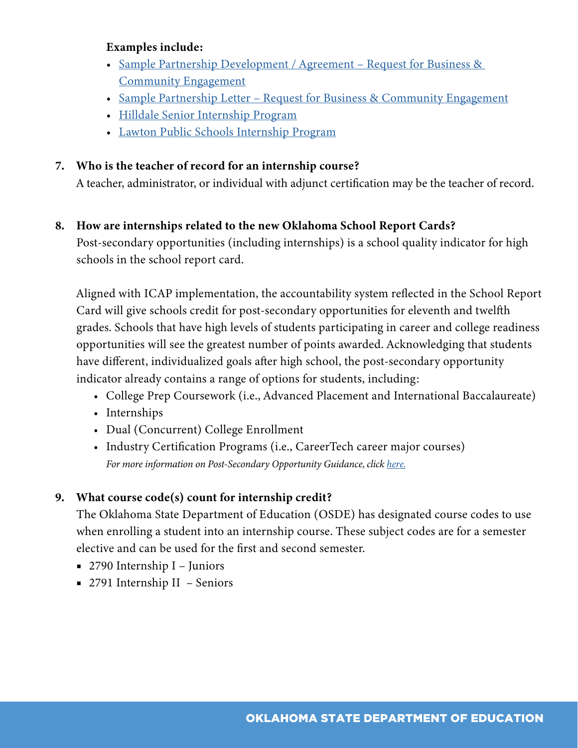**Examples include:**

- Sample Partnership Development / Agreement – Request for Business & Community Engagement
- Sample Partnership Letter – Request for Business & Community Engagement
- Hilldale Senior Internship Program
- Lawton Public Schools Internship Program

**7. Who is the teacher of record for an internship course?**

A teacher, administrator, or individual with adjunct certification may be the teacher of record.

**8. How are internships related to the new Oklahoma School Report Cards?**

Post-secondary opportunities (including internships) is a school quality indicator for high schools in the school report card.

Aligned with ICAP implementation, the accountability system reflected in the School Report Card will give schools credit for post-secondary opportunities for eleventh and twelfth grades. Schools that have high levels of students participating in career and college readiness opportunities will see the greatest number of points awarded. Acknowledging that students have different, individualized goals after high school, the post-secondary opportunity indicator already contains a range of options for students, including:

- College Prep Coursework (i.e., Advanced Placement and International Baccalaureate)
- Internships
- Dual (Concurrent) College Enrollment
- Industry Certification Programs (i.e., CareerTech career major courses)

*For more information on Post-Secondary Opportunity Guidance, click here.*

**9. What course code(s) count for internship credit?**

The Oklahoma State Department of Education (OSDE) has designated course codes to use when enrolling a student into an internship course. These subject codes are for a semester elective and can be used for the first and second semester.

- 2790 Internship I – Juniors
- 2791 Internship II – Seniors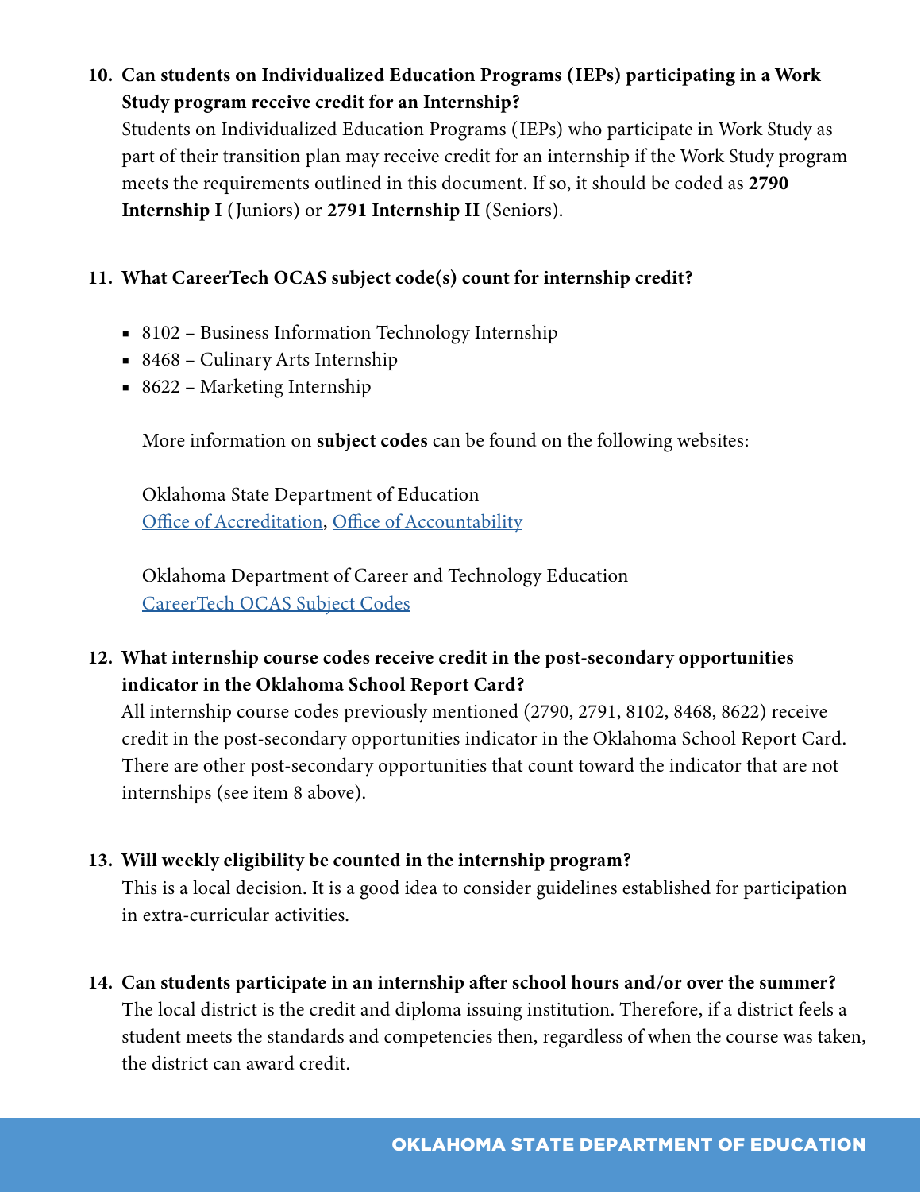10. **Can students on Individualized Education Programs (IEPs) participating in a Work Study program receive credit for an Internship?**
    Students on Individualized Education Programs (IEPs) who participate in Work Study as part of their transition plan may receive credit for an internship if the Work Study program meets the requirements outlined in this document. If so, it should be coded as **2790 Internship I** (Juniors) or **2791 Internship II** (Seniors).

11. **What CareerTech OCAS subject code(s) count for internship credit?**

    - 8102 – Business Information Technology Internship
    - 8468 – Culinary Arts Internship
    - 8622 – Marketing Internship

    More information on **subject codes** can be found on the following websites:

    Oklahoma State Department of Education
    Office of Accreditation, Office of Accountability

    Oklahoma Department of Career and Technology Education
    CareerTech OCAS Subject Codes

12. **What internship course codes receive credit in the post-secondary opportunities indicator in the Oklahoma School Report Card?**
    All internship course codes previously mentioned (2790, 2791, 8102, 8468, 8622) receive credit in the post-secondary opportunities indicator in the Oklahoma School Report Card. There are other post-secondary opportunities that count toward the indicator that are not internships (see item 8 above).

13. **Will weekly eligibility be counted in the internship program?**
    This is a local decision. It is a good idea to consider guidelines established for participation in extra-curricular activities.

14. **Can students participate in an internship after school hours and/or over the summer?**
    The local district is the credit and diploma issuing institution. Therefore, if a district feels a student meets the standards and competencies then, regardless of when the course was taken, the district can award credit.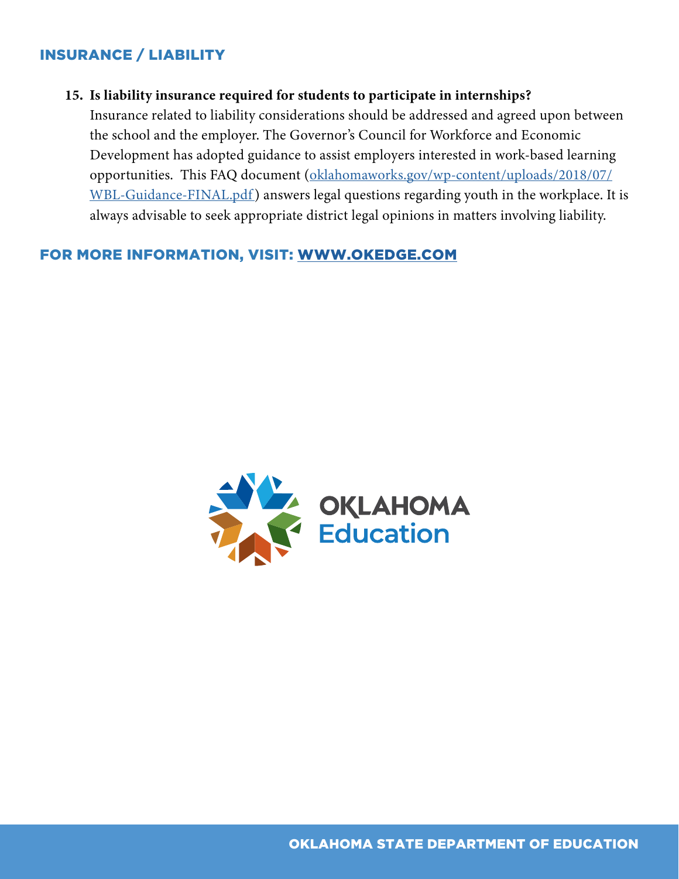## INSURANCE / LIABILITY

15. **Is liability insurance required for students to participate in internships?**
    Insurance related to liability considerations should be addressed and agreed upon between the school and the employer. The Governor's Council for Workforce and Economic Development has adopted guidance to assist employers interested in work-based learning opportunities. This FAQ document ([oklahomaworks.gov/wp-content/uploads/2018/07/WBL-Guidance-FINAL.pdf](oklahomaworks.gov/wp-content/uploads/2018/07/WBL-Guidance-FINAL.pdf)) answers legal questions regarding youth in the workplace. It is always advisable to seek appropriate district legal opinions in matters involving liability.

## FOR MORE INFORMATION, VISIT: [WWW.OKEDGE.COM](http://www.okedge.com)

OKLAHOMA Education

OKLAHOMA STATE DEPARTMENT OF EDUCATION